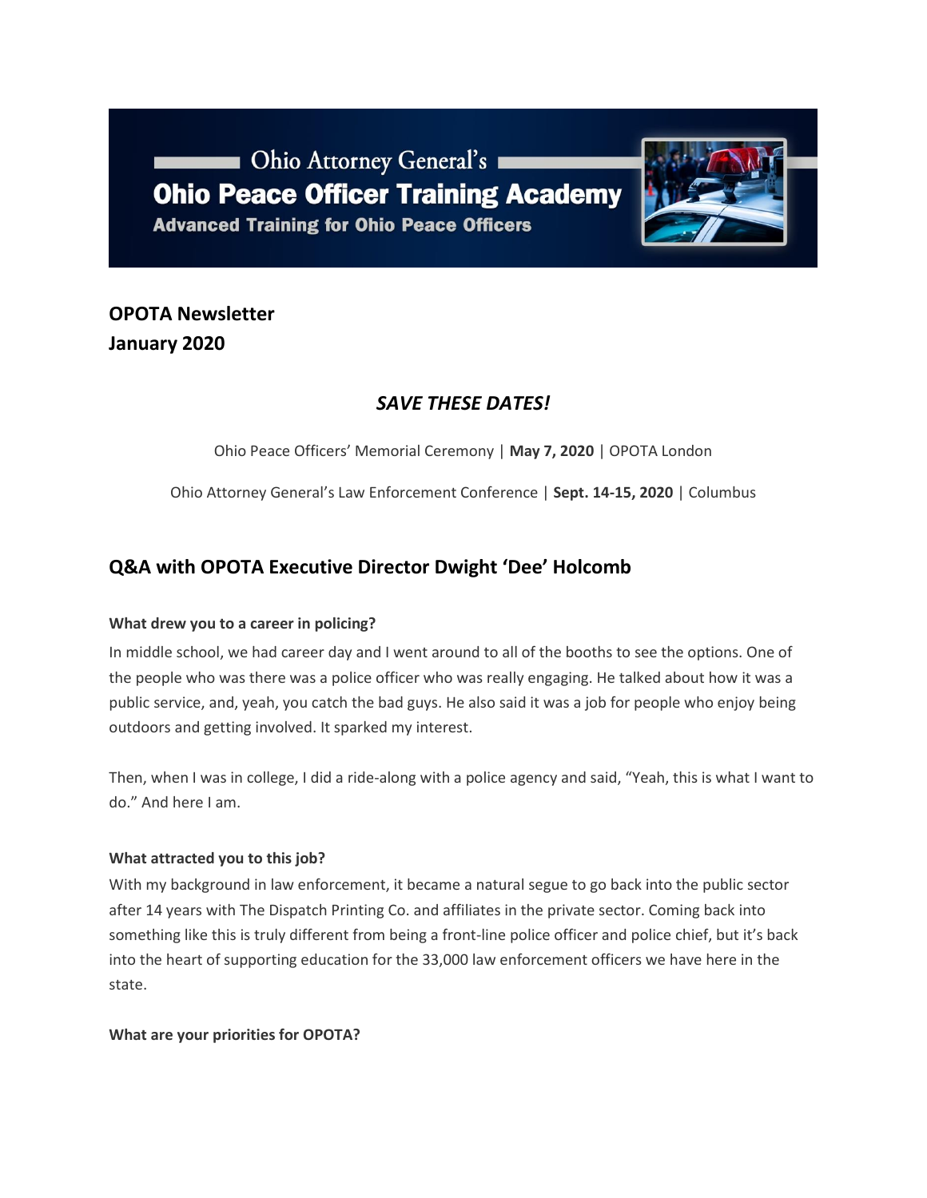Ohio Attorney General's
# Ohio Peace Officer Training Academy
**Advanced Training for Ohio Peace Officers**

**OPOTA Newsletter**
**January 2020**

## *SAVE THESE DATES!*

Ohio Peace Officers' Memorial Ceremony | **May 7, 2020** | OPOTA London

Ohio Attorney General's Law Enforcement Conference | **Sept. 14-15, 2020** | Columbus

## Q&A with OPOTA Executive Director Dwight 'Dee' Holcomb

**What drew you to a career in policing?**

In middle school, we had career day and I went around to all of the booths to see the options. One of the people who was there was a police officer who was really engaging. He talked about how it was a public service, and, yeah, you catch the bad guys. He also said it was a job for people who enjoy being outdoors and getting involved. It sparked my interest.

Then, when I was in college, I did a ride-along with a police agency and said, "Yeah, this is what I want to do." And here I am.

**What attracted you to this job?**

With my background in law enforcement, it became a natural segue to go back into the public sector after 14 years with The Dispatch Printing Co. and affiliates in the private sector. Coming back into something like this is truly different from being a front-line police officer and police chief, but it's back into the heart of supporting education for the 33,000 law enforcement officers we have here in the state.

**What are your priorities for OPOTA?**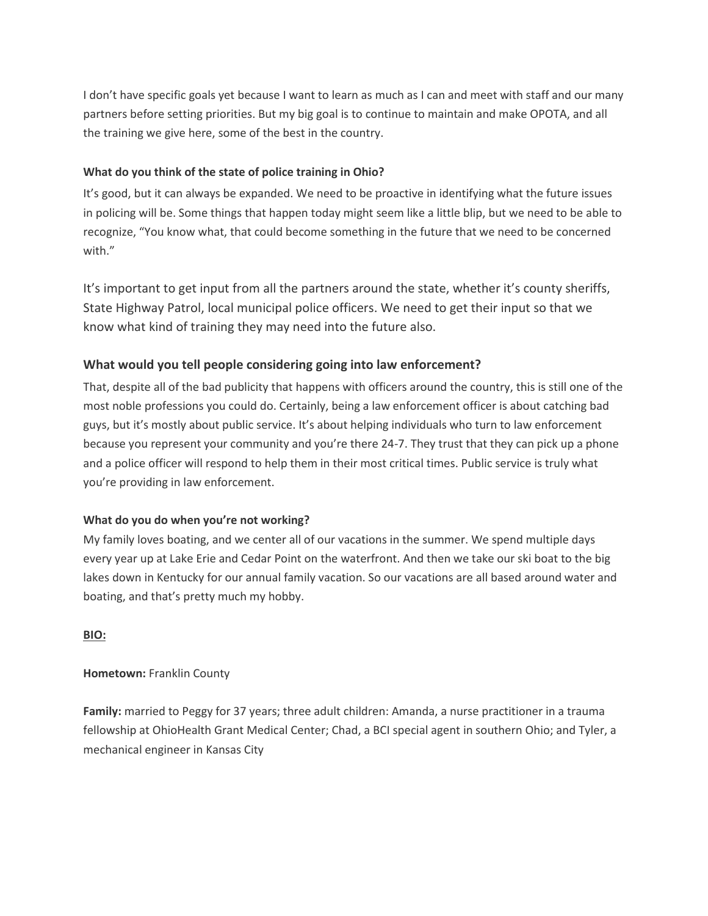I don't have specific goals yet because I want to learn as much as I can and meet with staff and our many partners before setting priorities. But my big goal is to continue to maintain and make OPOTA, and all the training we give here, some of the best in the country.

**What do you think of the state of police training in Ohio?**

It's good, but it can always be expanded. We need to be proactive in identifying what the future issues in policing will be. Some things that happen today might seem like a little blip, but we need to be able to recognize, "You know what, that could become something in the future that we need to be concerned with."

It's important to get input from all the partners around the state, whether it's county sheriffs, State Highway Patrol, local municipal police officers. We need to get their input so that we know what kind of training they may need into the future also.

### What would you tell people considering going into law enforcement?

That, despite all of the bad publicity that happens with officers around the country, this is still one of the most noble professions you could do. Certainly, being a law enforcement officer is about catching bad guys, but it's mostly about public service. It's about helping individuals who turn to law enforcement because you represent your community and you're there 24-7. They trust that they can pick up a phone and a police officer will respond to help them in their most critical times. Public service is truly what you're providing in law enforcement.

**What do you do when you're not working?**

My family loves boating, and we center all of our vacations in the summer. We spend multiple days every year up at Lake Erie and Cedar Point on the waterfront. And then we take our ski boat to the big lakes down in Kentucky for our annual family vacation. So our vacations are all based around water and boating, and that's pretty much my hobby.

**BIO:**

**Hometown:** Franklin County

**Family:** married to Peggy for 37 years; three adult children: Amanda, a nurse practitioner in a trauma fellowship at OhioHealth Grant Medical Center; Chad, a BCI special agent in southern Ohio; and Tyler, a mechanical engineer in Kansas City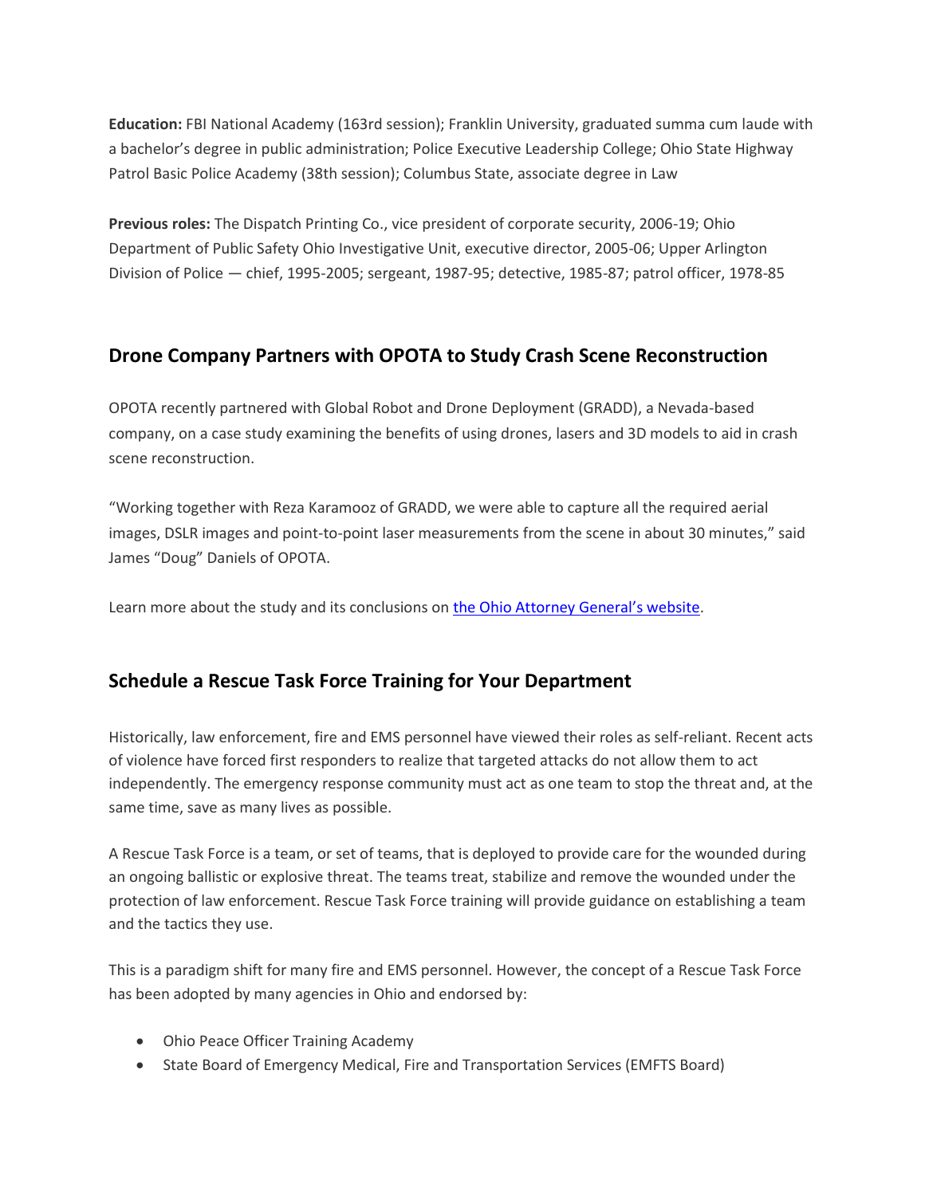**Education:** FBI National Academy (163rd session); Franklin University, graduated summa cum laude with a bachelor's degree in public administration; Police Executive Leadership College; Ohio State Highway Patrol Basic Police Academy (38th session); Columbus State, associate degree in Law

**Previous roles:** The Dispatch Printing Co., vice president of corporate security, 2006-19; Ohio Department of Public Safety Ohio Investigative Unit, executive director, 2005-06; Upper Arlington Division of Police — chief, 1995-2005; sergeant, 1987-95; detective, 1985-87; patrol officer, 1978-85

## Drone Company Partners with OPOTA to Study Crash Scene Reconstruction

OPOTA recently partnered with Global Robot and Drone Deployment (GRADD), a Nevada-based company, on a case study examining the benefits of using drones, lasers and 3D models to aid in crash scene reconstruction.

"Working together with Reza Karamooz of GRADD, we were able to capture all the required aerial images, DSLR images and point-to-point laser measurements from the scene in about 30 minutes," said James "Doug" Daniels of OPOTA.

Learn more about the study and its conclusions on the Ohio Attorney General's website.

## Schedule a Rescue Task Force Training for Your Department

Historically, law enforcement, fire and EMS personnel have viewed their roles as self-reliant. Recent acts of violence have forced first responders to realize that targeted attacks do not allow them to act independently. The emergency response community must act as one team to stop the threat and, at the same time, save as many lives as possible.

A Rescue Task Force is a team, or set of teams, that is deployed to provide care for the wounded during an ongoing ballistic or explosive threat. The teams treat, stabilize and remove the wounded under the protection of law enforcement. Rescue Task Force training will provide guidance on establishing a team and the tactics they use.

This is a paradigm shift for many fire and EMS personnel. However, the concept of a Rescue Task Force has been adopted by many agencies in Ohio and endorsed by:

- Ohio Peace Officer Training Academy
- State Board of Emergency Medical, Fire and Transportation Services (EMFTS Board)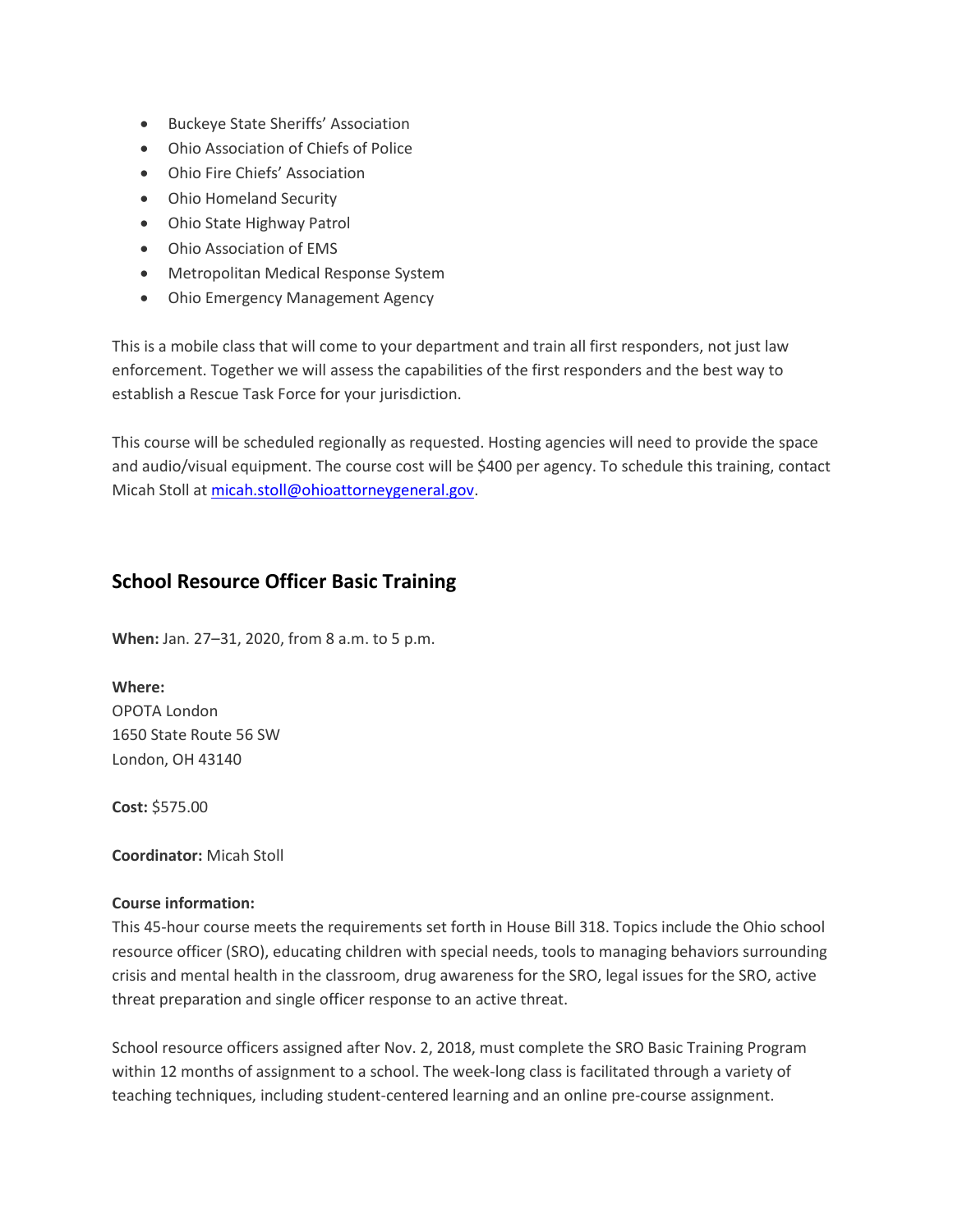- Buckeye State Sheriffs' Association
- Ohio Association of Chiefs of Police
- Ohio Fire Chiefs' Association
- Ohio Homeland Security
- Ohio State Highway Patrol
- Ohio Association of EMS
- Metropolitan Medical Response System
- Ohio Emergency Management Agency

This is a mobile class that will come to your department and train all first responders, not just law enforcement. Together we will assess the capabilities of the first responders and the best way to establish a Rescue Task Force for your jurisdiction.

This course will be scheduled regionally as requested. Hosting agencies will need to provide the space and audio/visual equipment. The course cost will be $400 per agency. To schedule this training, contact Micah Stoll at micah.stoll@ohioattorneygeneral.gov.

## School Resource Officer Basic Training

**When:** Jan. 27–31, 2020, from 8 a.m. to 5 p.m.

**Where:**
OPOTA London
1650 State Route 56 SW
London, OH 43140

**Cost:** $575.00

**Coordinator:** Micah Stoll

**Course information:**
This 45-hour course meets the requirements set forth in House Bill 318. Topics include the Ohio school resource officer (SRO), educating children with special needs, tools to managing behaviors surrounding crisis and mental health in the classroom, drug awareness for the SRO, legal issues for the SRO, active threat preparation and single officer response to an active threat.

School resource officers assigned after Nov. 2, 2018, must complete the SRO Basic Training Program within 12 months of assignment to a school. The week-long class is facilitated through a variety of teaching techniques, including student-centered learning and an online pre-course assignment.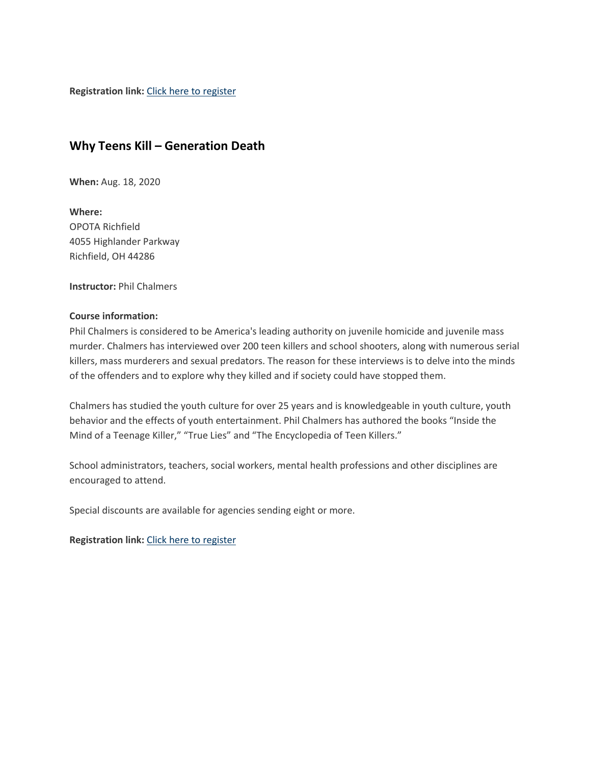**Registration link:** [Click here to register]

## Why Teens Kill – Generation Death

**When:** Aug. 18, 2020

**Where:**
OPOTA Richfield
4055 Highlander Parkway
Richfield, OH 44286

**Instructor:** Phil Chalmers

**Course information:**
Phil Chalmers is considered to be America's leading authority on juvenile homicide and juvenile mass murder. Chalmers has interviewed over 200 teen killers and school shooters, along with numerous serial killers, mass murderers and sexual predators. The reason for these interviews is to delve into the minds of the offenders and to explore why they killed and if society could have stopped them.

Chalmers has studied the youth culture for over 25 years and is knowledgeable in youth culture, youth behavior and the effects of youth entertainment. Phil Chalmers has authored the books "Inside the Mind of a Teenage Killer," "True Lies" and "The Encyclopedia of Teen Killers."

School administrators, teachers, social workers, mental health professions and other disciplines are encouraged to attend.

Special discounts are available for agencies sending eight or more.

**Registration link:** [Click here to register]